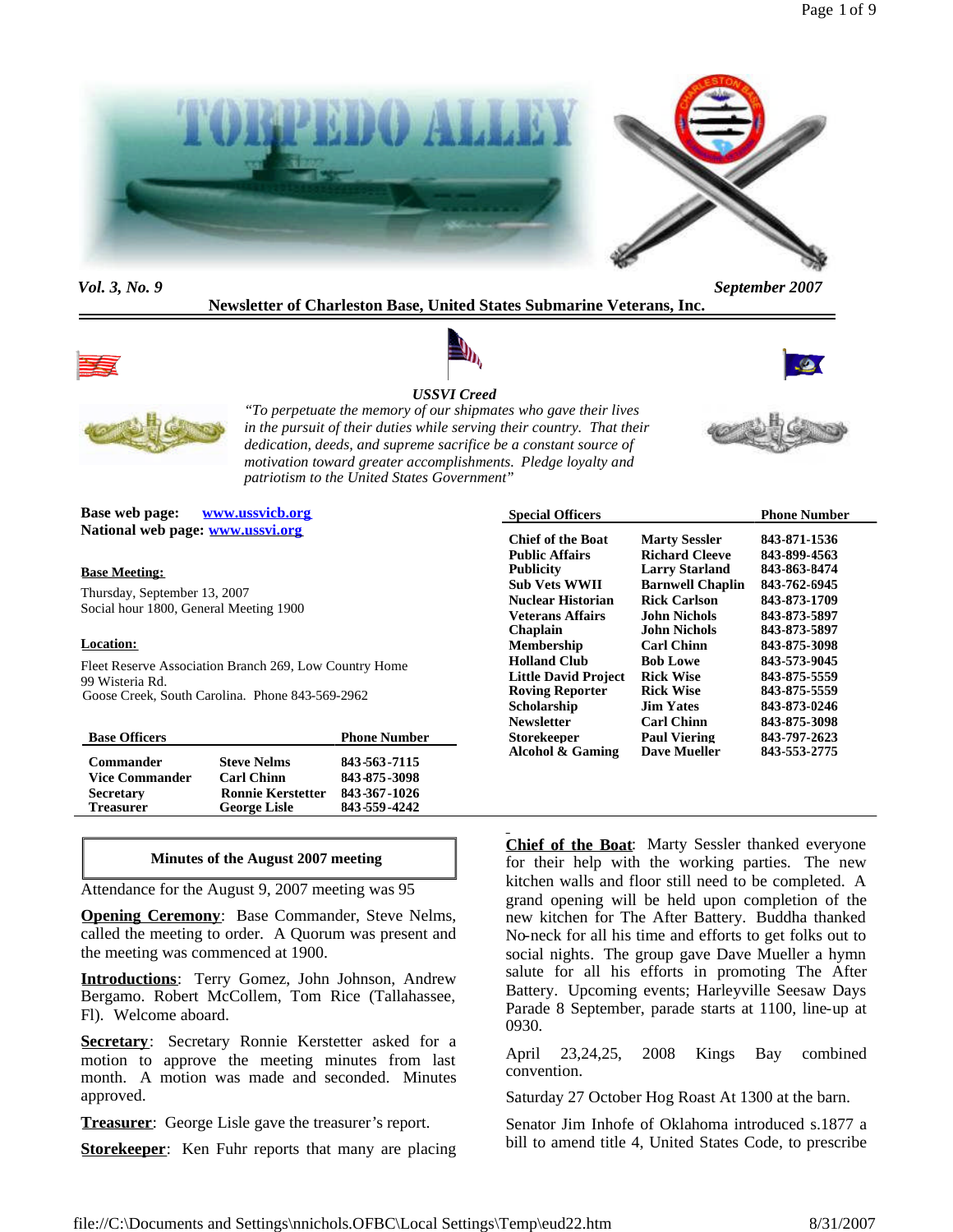# TORPEDO ALLEY

*Vol. 3, No. 9* *September 2007*

**Newsletter of Charleston Base, United States Submarine Veterans, Inc.**

***USSVI Creed***

*"To perpetuate the memory of our shipmates who gave their lives in the pursuit of their duties while serving their country. That their dedication, deeds, and supreme sacrifice be a constant source of motivation toward greater accomplishments. Pledge loyalty and patriotism to the United States Government"*

**Base web page:** [www.ussvicb.org](http://www.ussvicb.org)
**National web page:** [www.ussvi.org](http://www.ussvi.org)

**Base Meeting:**

Thursday, September 13, 2007
Social hour 1800, General Meeting 1900

**Location:**

Fleet Reserve Association Branch 269, Low Country Home
99 Wisteria Rd.
Goose Creek, South Carolina. Phone 843-569-2962

| Base Officers | | Phone Number |
|---|---|---|
| Commander | Steve Nelms | 843-563-7115 |
| Vice Commander | Carl Chinn | 843-875-3098 |
| Secretary | Ronnie Kerstetter | 843-367-1026 |
| Treasurer | George Lisle | 843-559-4242 |

| Special Officers | | Phone Number |
|---|---|---|
| Chief of the Boat | Marty Sessler | 843-871-1536 |
| Public Affairs | Richard Cleeve | 843-899-4563 |
| Publicity | Larry Starland | 843-863-8474 |
| Sub Vets WWII | Barnwell Chaplin | 843-762-6945 |
| Nuclear Historian | Rick Carlson | 843-873-1709 |
| Veterans Affairs | John Nichols | 843-873-5897 |
| Chaplain | John Nichols | 843-873-5897 |
| Membership | Carl Chinn | 843-875-3098 |
| Holland Club | Bob Lowe | 843-573-9045 |
| Little David Project | Rick Wise | 843-875-5559 |
| Roving Reporter | Rick Wise | 843-875-5559 |
| Scholarship | Jim Yates | 843-873-0246 |
| Newsletter | Carl Chinn | 843-875-3098 |
| Storekeeper | Paul Viering | 843-797-2623 |
| Alcohol & Gaming | Dave Mueller | 843-553-2775 |

## Minutes of the August 2007 meeting

Attendance for the August 9, 2007 meeting was 95

**Opening Ceremony**: Base Commander, Steve Nelms, called the meeting to order. A Quorum was present and the meeting was commenced at 1900.

**Introductions**: Terry Gomez, John Johnson, Andrew Bergamo. Robert McCollem, Tom Rice (Tallahassee, Fl). Welcome aboard.

**Secretary**: Secretary Ronnie Kerstetter asked for a motion to approve the meeting minutes from last month. A motion was made and seconded. Minutes approved.

**Treasurer**: George Lisle gave the treasurer's report.

**Storekeeper**: Ken Fuhr reports that many are placing

**Chief of the Boat**: Marty Sessler thanked everyone for their help with the working parties. The new kitchen walls and floor still need to be completed. A grand opening will be held upon completion of the new kitchen for The After Battery. Buddha thanked No-neck for all his time and efforts to get folks out to social nights. The group gave Dave Mueller a hymn salute for all his efforts in promoting The After Battery. Upcoming events; Harleyville Seesaw Days Parade 8 September, parade starts at 1100, line-up at 0930.

April 23,24,25, 2008 Kings Bay combined convention.

Saturday 27 October Hog Roast At 1300 at the barn.

Senator Jim Inhofe of Oklahoma introduced s.1877 a bill to amend title 4, United States Code, to prescribe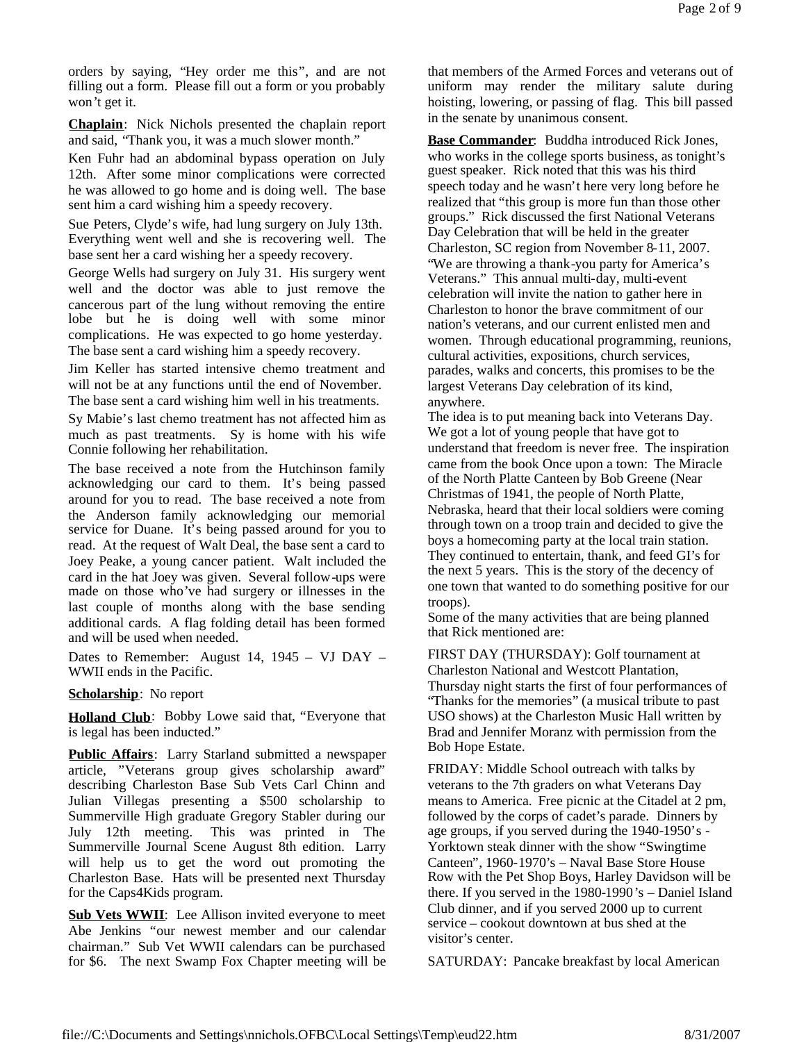orders by saying, "Hey order me this", and are not filling out a form. Please fill out a form or you probably won't get it.

**Chaplain**: Nick Nichols presented the chaplain report and said, "Thank you, it was a much slower month."

Ken Fuhr had an abdominal bypass operation on July 12th. After some minor complications were corrected he was allowed to go home and is doing well. The base sent him a card wishing him a speedy recovery.

Sue Peters, Clyde's wife, had lung surgery on July 13th. Everything went well and she is recovering well. The base sent her a card wishing her a speedy recovery.

George Wells had surgery on July 31. His surgery went well and the doctor was able to just remove the cancerous part of the lung without removing the entire lobe but he is doing well with some minor complications. He was expected to go home yesterday. The base sent a card wishing him a speedy recovery.

Jim Keller has started intensive chemo treatment and will not be at any functions until the end of November. The base sent a card wishing him well in his treatments.

Sy Mabie's last chemo treatment has not affected him as much as past treatments. Sy is home with his wife Connie following her rehabilitation.

The base received a note from the Hutchinson family acknowledging our card to them. It's being passed around for you to read. The base received a note from the Anderson family acknowledging our memorial service for Duane. It's being passed around for you to read. At the request of Walt Deal, the base sent a card to Joey Peake, a young cancer patient. Walt included the card in the hat Joey was given. Several follow-ups were made on those who've had surgery or illnesses in the last couple of months along with the base sending additional cards. A flag folding detail has been formed and will be used when needed.

Dates to Remember: August 14, 1945 – VJ DAY – WWII ends in the Pacific.

**Scholarship**: No report

**Holland Club**: Bobby Lowe said that, "Everyone that is legal has been inducted."

**Public Affairs**: Larry Starland submitted a newspaper article, "Veterans group gives scholarship award" describing Charleston Base Sub Vets Carl Chinn and Julian Villegas presenting a $500 scholarship to Summerville High graduate Gregory Stabler during our July 12th meeting. This was printed in The Summerville Journal Scene August 8th edition. Larry will help us to get the word out promoting the Charleston Base. Hats will be presented next Thursday for the Caps4Kids program.

**Sub Vets WWII**: Lee Allison invited everyone to meet Abe Jenkins "our newest member and our calendar chairman." Sub Vet WWII calendars can be purchased for $6. The next Swamp Fox Chapter meeting will be that members of the Armed Forces and veterans out of uniform may render the military salute during hoisting, lowering, or passing of flag. This bill passed in the senate by unanimous consent.

**Base Commander**: Buddha introduced Rick Jones, who works in the college sports business, as tonight's guest speaker. Rick noted that this was his third speech today and he wasn't here very long before he realized that "this group is more fun than those other groups." Rick discussed the first National Veterans Day Celebration that will be held in the greater Charleston, SC region from November 8-11, 2007. "We are throwing a thank-you party for America's Veterans." This annual multi-day, multi-event celebration will invite the nation to gather here in Charleston to honor the brave commitment of our nation's veterans, and our current enlisted men and women. Through educational programming, reunions, cultural activities, expositions, church services, parades, walks and concerts, this promises to be the largest Veterans Day celebration of its kind, anywhere.

The idea is to put meaning back into Veterans Day. We got a lot of young people that have got to understand that freedom is never free. The inspiration came from the book Once upon a town: The Miracle of the North Platte Canteen by Bob Greene (Near Christmas of 1941, the people of North Platte, Nebraska, heard that their local soldiers were coming through town on a troop train and decided to give the boys a homecoming party at the local train station. They continued to entertain, thank, and feed GI's for the next 5 years. This is the story of the decency of one town that wanted to do something positive for our troops).

Some of the many activities that are being planned that Rick mentioned are:

FIRST DAY (THURSDAY): Golf tournament at Charleston National and Westcott Plantation, Thursday night starts the first of four performances of "Thanks for the memories" (a musical tribute to past USO shows) at the Charleston Music Hall written by Brad and Jennifer Moranz with permission from the Bob Hope Estate.

FRIDAY: Middle School outreach with talks by veterans to the 7th graders on what Veterans Day means to America. Free picnic at the Citadel at 2 pm, followed by the corps of cadet's parade. Dinners by age groups, if you served during the 1940-1950's - Yorktown steak dinner with the show "Swingtime Canteen", 1960-1970's – Naval Base Store House Row with the Pet Shop Boys, Harley Davidson will be there. If you served in the 1980-1990's – Daniel Island Club dinner, and if you served 2000 up to current service – cookout downtown at bus shed at the visitor's center.

SATURDAY: Pancake breakfast by local American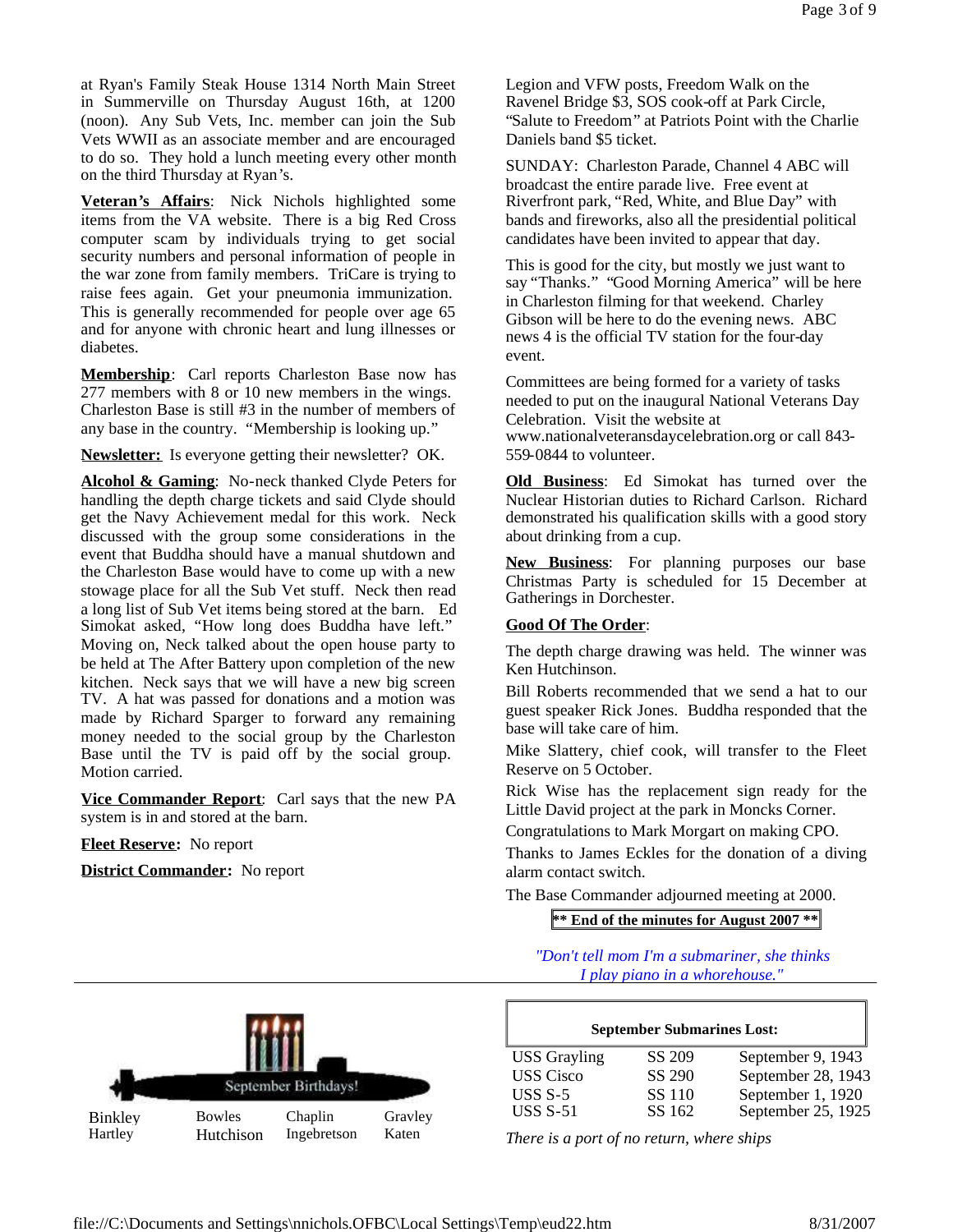at Ryan's Family Steak House 1314 North Main Street in Summerville on Thursday August 16th, at 1200 (noon). Any Sub Vets, Inc. member can join the Sub Vets WWII as an associate member and are encouraged to do so. They hold a lunch meeting every other month on the third Thursday at Ryan's.

**Veteran's Affairs**: Nick Nichols highlighted some items from the VA website. There is a big Red Cross computer scam by individuals trying to get social security numbers and personal information of people in the war zone from family members. TriCare is trying to raise fees again. Get your pneumonia immunization. This is generally recommended for people over age 65 and for anyone with chronic heart and lung illnesses or diabetes.

**Membership**: Carl reports Charleston Base now has 277 members with 8 or 10 new members in the wings. Charleston Base is still #3 in the number of members of any base in the country. "Membership is looking up."

**Newsletter:** Is everyone getting their newsletter? OK.

**Alcohol & Gaming**: No-neck thanked Clyde Peters for handling the depth charge tickets and said Clyde should get the Navy Achievement medal for this work. Neck discussed with the group some considerations in the event that Buddha should have a manual shutdown and the Charleston Base would have to come up with a new stowage place for all the Sub Vet stuff. Neck then read a long list of Sub Vet items being stored at the barn. Ed Simokat asked, "How long does Buddha have left." Moving on, Neck talked about the open house party to be held at The After Battery upon completion of the new kitchen. Neck says that we will have a new big screen TV. A hat was passed for donations and a motion was made by Richard Spargar to forward any remaining money needed to the social group by the Charleston Base until the TV is paid off by the social group. Motion carried.

**Vice Commander Report**: Carl says that the new PA system is in and stored at the barn.

**Fleet Reserve:** No report

**District Commander:** No report

Legion and VFW posts, Freedom Walk on the Ravenel Bridge $3, SOS cook-off at Park Circle, "Salute to Freedom" at Patriots Point with the Charlie Daniels band $5 ticket.

SUNDAY: Charleston Parade, Channel 4 ABC will broadcast the entire parade live. Free event at Riverfront park, "Red, White, and Blue Day" with bands and fireworks, also all the presidential political candidates have been invited to appear that day.

This is good for the city, but mostly we just want to say "Thanks." "Good Morning America" will be here in Charleston filming for that weekend. Charley Gibson will be here to do the evening news. ABC news 4 is the official TV station for the four-day event.

Committees are being formed for a variety of tasks needed to put on the inaugural National Veterans Day Celebration. Visit the website at www.nationalveteransdaycelebration.org or call 843-559-0844 to volunteer.

**Old Business**: Ed Simokat has turned over the Nuclear Historian duties to Richard Carlson. Richard demonstrated his qualification skills with a good story about drinking from a cup.

**New Business**: For planning purposes our base Christmas Party is scheduled for 15 December at Gatherings in Dorchester.

**Good Of The Order**:

The depth charge drawing was held. The winner was Ken Hutchinson.

Bill Roberts recommended that we send a hat to our guest speaker Rick Jones. Buddha responded that the base will take care of him.

Mike Slattery, chief cook, will transfer to the Fleet Reserve on 5 October.

Rick Wise has the replacement sign ready for the Little David project at the park in Moncks Corner.

Congratulations to Mark Morgart on making CPO.

Thanks to James Eckles for the donation of a diving alarm contact switch.

The Base Commander adjourned meeting at 2000.

**\*\* End of the minutes for August 2007 \*\***

*"Don't tell mom I'm a submariner, she thinks I play piano in a whorehouse."*

---

**September Birthdays!**

| | | | |
|---|---|---|---|
| Binkley | Bowles | Chaplin | Gravley |
| Hartley | Hutchison | Ingebretson | Katen |

**September Submarines Lost:**

| | | |
|---|---|---|
| USS Grayling | SS 209 | September 9, 1943 |
| USS Cisco | SS 290 | September 28, 1943 |
| USS S-5 | SS 110 | September 1, 1920 |
| USS S-51 | SS 162 | September 25, 1925 |

*There is a port of no return, where ships*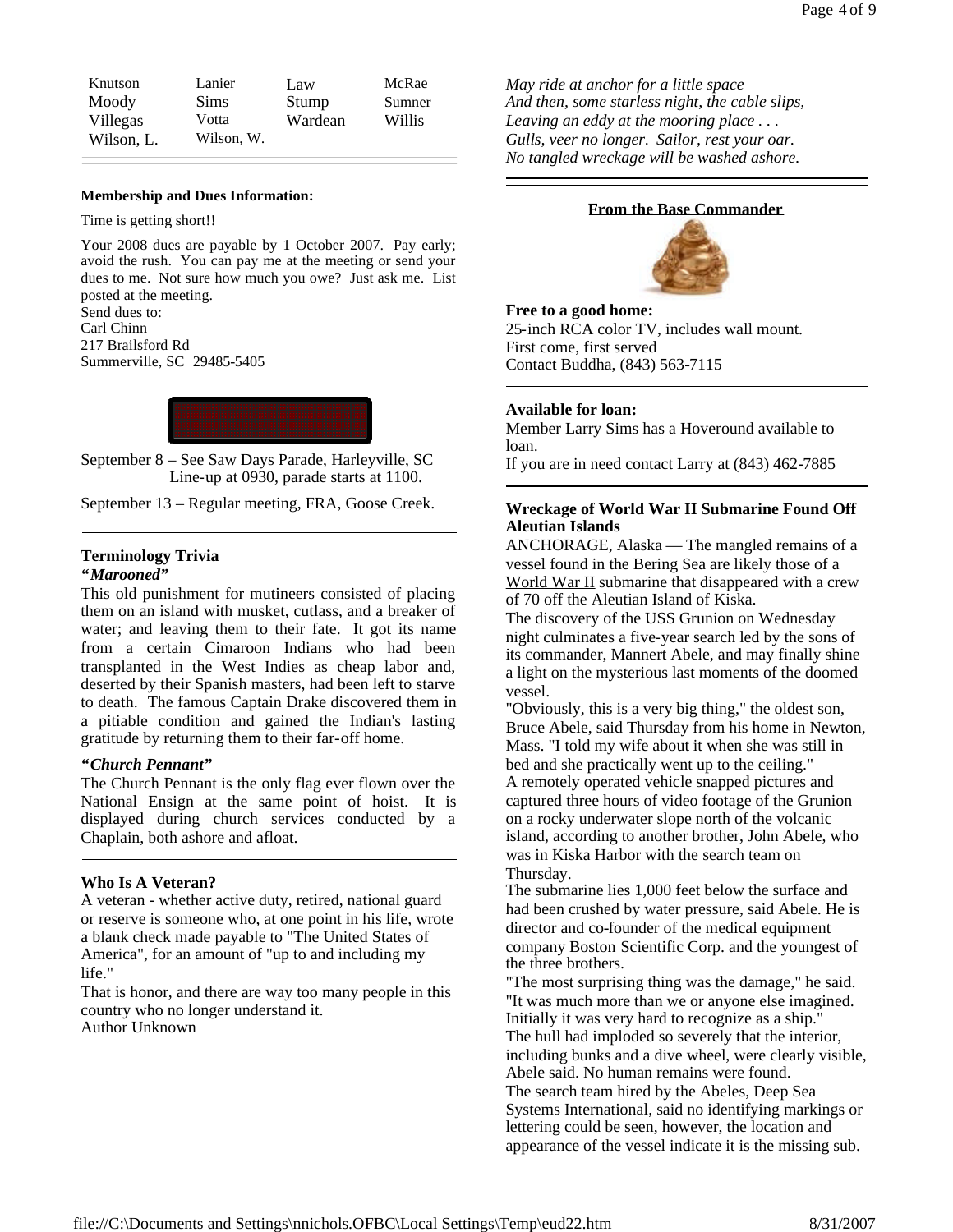| Knutson | Lanier | Law | McRae |
|---|---|---|---|
| Moody | Sims | Stump | Sumner |
| Villegas | Votta | Wardean | Willis |
| Wilson, L. | Wilson, W. | | |

**Membership and Dues Information:**

Time is getting short!!

Your 2008 dues are payable by 1 October 2007. Pay early; avoid the rush. You can pay me at the meeting or send your dues to me. Not sure how much you owe? Just ask me. List posted at the meeting.
Send dues to:
Carl Chinn
217 Brailsford Rd
Summerville, SC 29485-5405

September 8 – See Saw Days Parade, Harleyville, SC
Line-up at 0930, parade starts at 1100.

September 13 – Regular meeting, FRA, Goose Creek.

**Terminology Trivia**

***"Marooned"***

This old punishment for mutineers consisted of placing them on an island with musket, cutlass, and a breaker of water; and leaving them to their fate. It got its name from a certain Cimaroon Indians who had been transplanted in the West Indies as cheap labor and, deserted by their Spanish masters, had been left to starve to death. The famous Captain Drake discovered them in a pitiable condition and gained the Indian's lasting gratitude by returning them to their far-off home.

***"Church Pennant"***

The Church Pennant is the only flag ever flown over the National Ensign at the same point of hoist. It is displayed during church services conducted by a Chaplain, both ashore and afloat.

**Who Is A Veteran?**

A veteran - whether active duty, retired, national guard or reserve is someone who, at one point in his life, wrote a blank check made payable to "The United States of America", for an amount of "up to and including my life."

That is honor, and there are way too many people in this country who no longer understand it.
Author Unknown

*May ride at anchor for a little space*
*And then, some starless night, the cable slips,*
*Leaving an eddy at the mooring place . . .*
*Gulls, veer no longer. Sailor, rest your oar.*
*No tangled wreckage will be washed ashore.*

**From the Base Commander**

**Free to a good home:**
25-inch RCA color TV, includes wall mount.
First come, first served
Contact Buddha, (843) 563-7115

**Available for loan:**
Member Larry Sims has a Hoveround available to loan.
If you are in need contact Larry at (843) 462-7885

**Wreckage of World War II Submarine Found Off Aleutian Islands**

ANCHORAGE, Alaska — The mangled remains of a vessel found in the Bering Sea are likely those of a World War II submarine that disappeared with a crew of 70 off the Aleutian Island of Kiska.

The discovery of the USS Grunion on Wednesday night culminates a five-year search led by the sons of its commander, Mannert Abele, and may finally shine a light on the mysterious last moments of the doomed vessel.

"Obviously, this is a very big thing," the oldest son, Bruce Abele, said Thursday from his home in Newton, Mass. "I told my wife about it when she was still in bed and she practically went up to the ceiling."

A remotely operated vehicle snapped pictures and captured three hours of video footage of the Grunion on a rocky underwater slope north of the volcanic island, according to another brother, John Abele, who was in Kiska Harbor with the search team on Thursday.

The submarine lies 1,000 feet below the surface and had been crushed by water pressure, said Abele. He is director and co-founder of the medical equipment company Boston Scientific Corp. and the youngest of the three brothers.

"The most surprising thing was the damage," he said. "It was much more than we or anyone else imagined. Initially it was very hard to recognize as a ship."

The hull had imploded so severely that the interior, including bunks and a dive wheel, were clearly visible, Abele said. No human remains were found.

The search team hired by the Abeles, Deep Sea Systems International, said no identifying markings or lettering could be seen, however, the location and appearance of the vessel indicate it is the missing sub.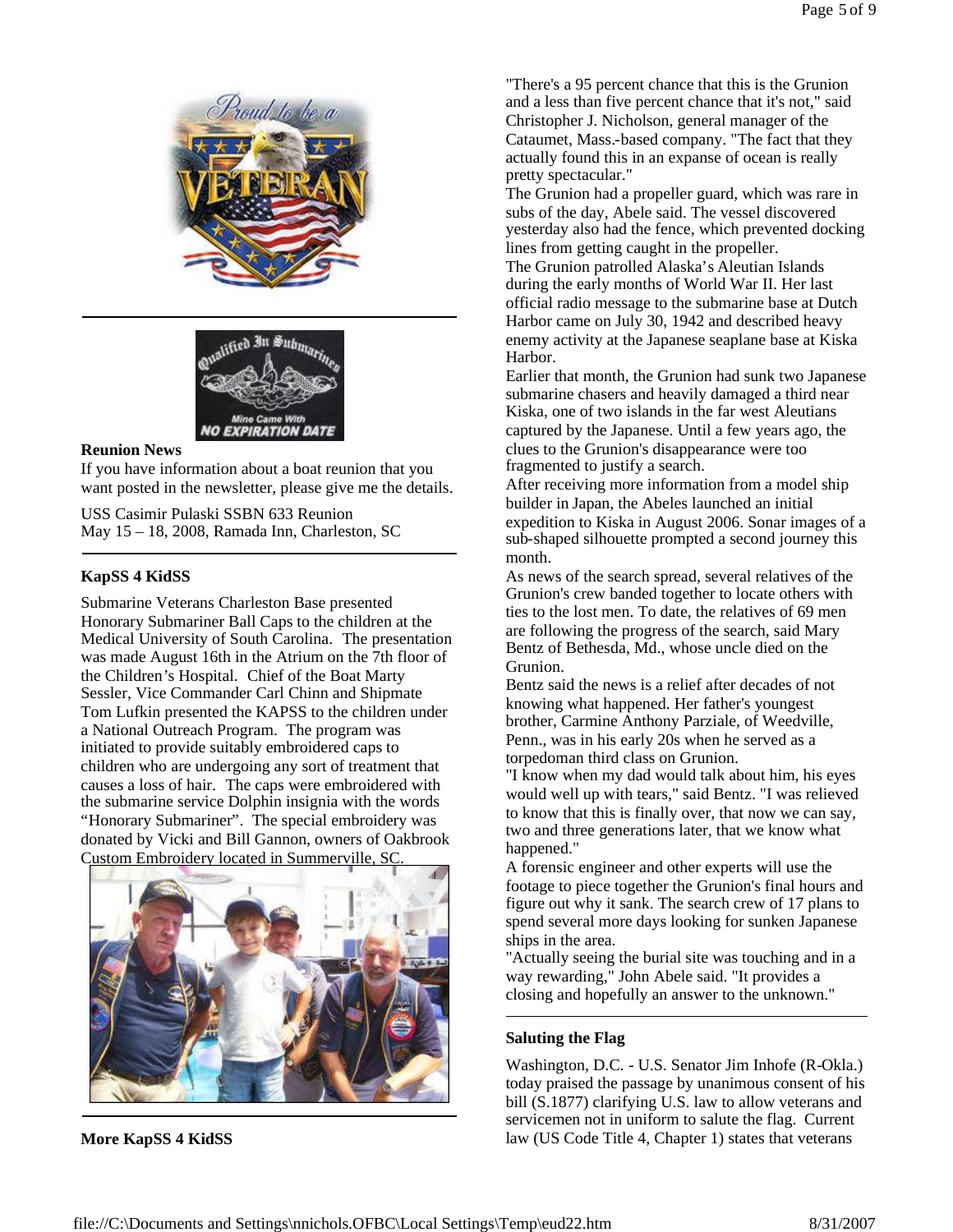### Reunion News

If you have information about a boat reunion that you want posted in the newsletter, please give me the details.

USS Casimir Pulaski SSBN 633 Reunion
May 15 – 18, 2008, Ramada Inn, Charleston, SC

### KapSS 4 KidSS

Submarine Veterans Charleston Base presented Honorary Submariner Ball Caps to the children at the Medical University of South Carolina. The presentation was made August 16th in the Atrium on the 7th floor of the Children's Hospital. Chief of the Boat Marty Sessler, Vice Commander Carl Chinn and Shipmate Tom Lufkin presented the KAPSS to the children under a National Outreach Program. The program was initiated to provide suitably embroidered caps to children who are undergoing any sort of treatment that causes a loss of hair. The caps were embroidered with the submarine service Dolphin insignia with the words "Honorary Submariner". The special embroidery was donated by Vicki and Bill Gannon, owners of Oakbrook Custom Embroidery located in Summerville, SC.

### More KapSS 4 KidSS

"There's a 95 percent chance that this is the Grunion and a less than five percent chance that it's not," said Christopher J. Nicholson, general manager of the Cataumet, Mass.-based company. "The fact that they actually found this in an expanse of ocean is really pretty spectacular."

The Grunion had a propeller guard, which was rare in subs of the day, Abele said. The vessel discovered yesterday also had the fence, which prevented docking lines from getting caught in the propeller.

The Grunion patrolled Alaska's Aleutian Islands during the early months of World War II. Her last official radio message to the submarine base at Dutch Harbor came on July 30, 1942 and described heavy enemy activity at the Japanese seaplane base at Kiska Harbor.

Earlier that month, the Grunion had sunk two Japanese submarine chasers and heavily damaged a third near Kiska, one of two islands in the far west Aleutians captured by the Japanese. Until a few years ago, the clues to the Grunion's disappearance were too fragmented to justify a search.

After receiving more information from a model ship builder in Japan, the Abeles launched an initial expedition to Kiska in August 2006. Sonar images of a sub-shaped silhouette prompted a second journey this month.

As news of the search spread, several relatives of the Grunion's crew banded together to locate others with ties to the lost men. To date, the relatives of 69 men are following the progress of the search, said Mary Bentz of Bethesda, Md., whose uncle died on the Grunion.

Bentz said the news is a relief after decades of not knowing what happened. Her father's youngest brother, Carmine Anthony Parziale, of Weedville, Penn., was in his early 20s when he served as a torpedoman third class on Grunion.

"I know when my dad would talk about him, his eyes would well up with tears," said Bentz. "I was relieved to know that this is finally over, that now we can say, two and three generations later, that we know what happened."

A forensic engineer and other experts will use the footage to piece together the Grunion's final hours and figure out why it sank. The search crew of 17 plans to spend several more days looking for sunken Japanese ships in the area.

"Actually seeing the burial site was touching and in a way rewarding," John Abele said. "It provides a closing and hopefully an answer to the unknown."

### Saluting the Flag

Washington, D.C. - U.S. Senator Jim Inhofe (R-Okla.) today praised the passage by unanimous consent of his bill (S.1877) clarifying U.S. law to allow veterans and servicemen not in uniform to salute the flag. Current law (US Code Title 4, Chapter 1) states that veterans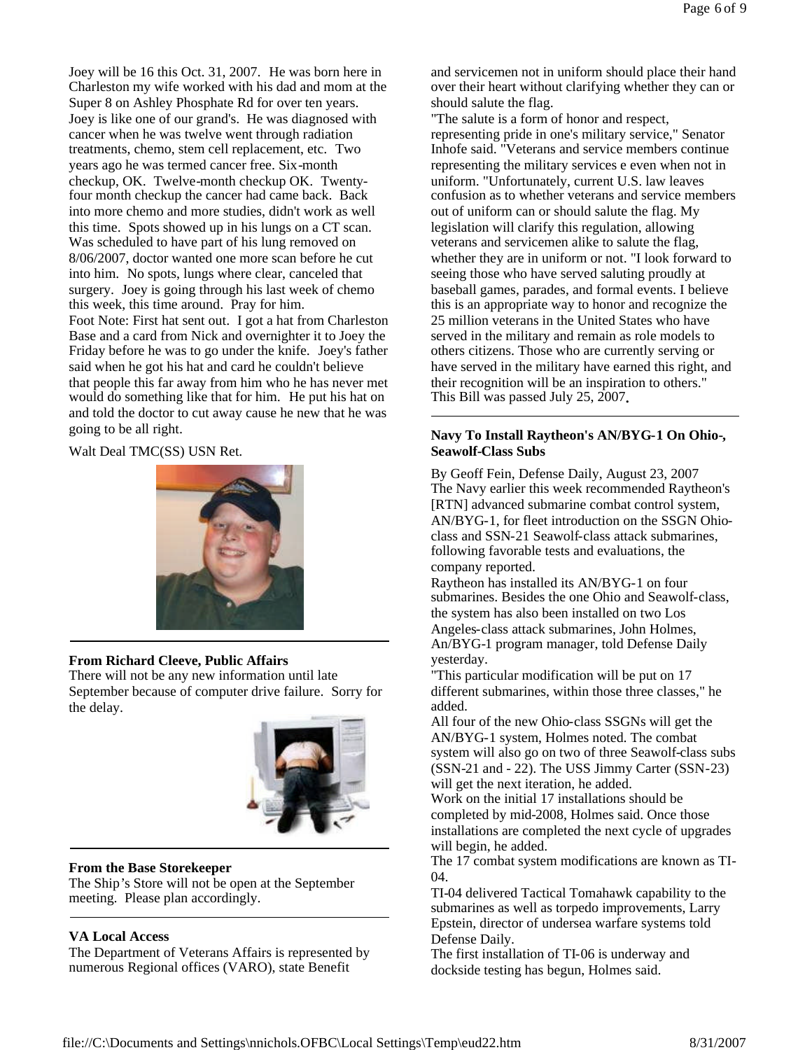Joey will be 16 this Oct. 31, 2007. He was born here in Charleston my wife worked with his dad and mom at the Super 8 on Ashley Phosphate Rd for over ten years. Joey is like one of our grand's. He was diagnosed with cancer when he was twelve went through radiation treatments, chemo, stem cell replacement, etc. Two years ago he was termed cancer free. Six-month checkup, OK. Twelve-month checkup OK. Twenty-four month checkup the cancer had came back. Back into more chemo and more studies, didn't work as well this time. Spots showed up in his lungs on a CT scan. Was scheduled to have part of his lung removed on 8/06/2007, doctor wanted one more scan before he cut into him. No spots, lungs where clear, canceled that surgery. Joey is going through his last week of chemo this week, this time around. Pray for him.

Foot Note: First hat sent out. I got a hat from Charleston Base and a card from Nick and overnighter it to Joey the Friday before he was to go under the knife. Joey's father said when he got his hat and card he couldn't believe that people this far away from him who he has never met would do something like that for him. He put his hat on and told the doctor to cut away cause he new that he was going to be all right.

Walt Deal TMC(SS) USN Ret.

---

**From Richard Cleeve, Public Affairs**

There will not be any new information until late September because of computer drive failure. Sorry for the delay.

---

**From the Base Storekeeper**

The Ship's Store will not be open at the September meeting. Please plan accordingly.

---

**VA Local Access**

The Department of Veterans Affairs is represented by numerous Regional offices (VARO), state Benefit

and servicemen not in uniform should place their hand over their heart without clarifying whether they can or should salute the flag.

"The salute is a form of honor and respect, representing pride in one's military service," Senator Inhofe said. "Veterans and service members continue representing the military services e even when not in uniform. "Unfortunately, current U.S. law leaves confusion as to whether veterans and service members out of uniform can or should salute the flag. My legislation will clarify this regulation, allowing veterans and servicemen alike to salute the flag, whether they are in uniform or not. "I look forward to seeing those who have served saluting proudly at baseball games, parades, and formal events. I believe this is an appropriate way to honor and recognize the 25 million veterans in the United States who have served in the military and remain as role models to others citizens. Those who are currently serving or have served in the military have earned this right, and their recognition will be an inspiration to others."

This Bill was passed July 25, 2007.

---

**Navy To Install Raytheon's AN/BYG-1 On Ohio-, Seawolf-Class Subs**

By Geoff Fein, Defense Daily, August 23, 2007

The Navy earlier this week recommended Raytheon's [RTN] advanced submarine combat control system, AN/BYG-1, for fleet introduction on the SSGN Ohio-class and SSN-21 Seawolf-class attack submarines, following favorable tests and evaluations, the company reported.

Raytheon has installed its AN/BYG-1 on four submarines. Besides the one Ohio and Seawolf-class, the system has also been installed on two Los Angeles-class attack submarines, John Holmes, An/BYG-1 program manager, told Defense Daily yesterday.

"This particular modification will be put on 17 different submarines, within those three classes," he added.

All four of the new Ohio-class SSGNs will get the AN/BYG-1 system, Holmes noted. The combat system will also go on two of three Seawolf-class subs (SSN-21 and - 22). The USS Jimmy Carter (SSN-23) will get the next iteration, he added.

Work on the initial 17 installations should be completed by mid-2008, Holmes said. Once those installations are completed the next cycle of upgrades will begin, he added.

The 17 combat system modifications are known as TI-04.

TI-04 delivered Tactical Tomahawk capability to the submarines as well as torpedo improvements, Larry Epstein, director of undersea warfare systems told Defense Daily.

The first installation of TI-06 is underway and dockside testing has begun, Holmes said.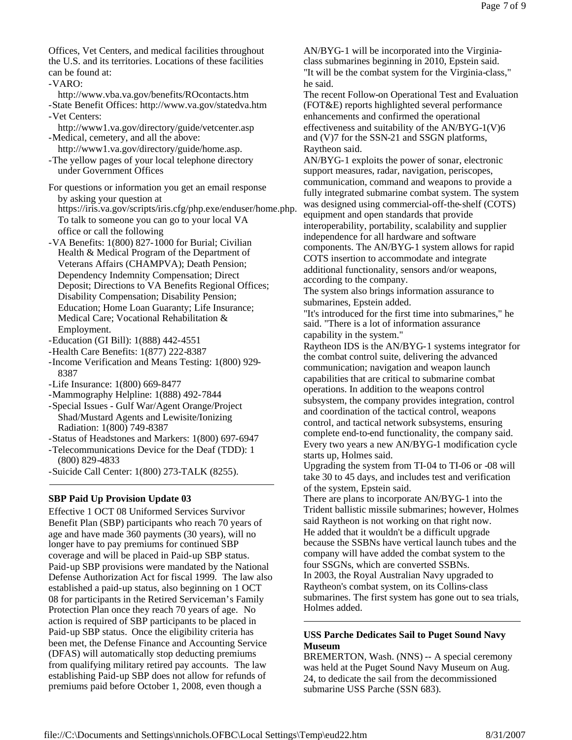Offices, Vet Centers, and medical facilities throughout the U.S. and its territories. Locations of these facilities can be found at:

- VARO: http://www.vba.va.gov/benefits/ROcontacts.htm
- State Benefit Offices: http://www.va.gov/statedva.htm
- Vet Centers: http://www1.va.gov/directory/guide/vetcenter.asp
- Medical, cemetery, and all the above: http://www1.va.gov/directory/guide/home.asp.
- The yellow pages of your local telephone directory under Government Offices

For questions or information you get an email response by asking your question at https://iris.va.gov/scripts/iris.cfg/php.exe/enduser/home.php. To talk to someone you can go to your local VA office or call the following

- VA Benefits: 1(800) 827-1000 for Burial; Civilian Health & Medical Program of the Department of Veterans Affairs (CHAMPVA); Death Pension; Dependency Indemnity Compensation; Direct Deposit; Directions to VA Benefits Regional Offices; Disability Compensation; Disability Pension; Education; Home Loan Guaranty; Life Insurance; Medical Care; Vocational Rehabilitation & Employment.
- Education (GI Bill): 1(888) 442-4551
- Health Care Benefits: 1(877) 222-8387
- Income Verification and Means Testing: 1(800) 929-8387
- Life Insurance: 1(800) 669-8477
- Mammography Helpline: 1(888) 492-7844
- Special Issues - Gulf War/Agent Orange/Project Shad/Mustard Agents and Lewisite/Ionizing Radiation: 1(800) 749-8387
- Status of Headstones and Markers: 1(800) 697-6947
- Telecommunications Device for the Deaf (TDD): 1 (800) 829-4833
- Suicide Call Center: 1(800) 273-TALK (8255).

---

**SBP Paid Up Provision Update 03**

Effective 1 OCT 08 Uniformed Services Survivor Benefit Plan (SBP) participants who reach 70 years of age and have made 360 payments (30 years), will no longer have to pay premiums for continued SBP coverage and will be placed in Paid-up SBP status. Paid-up SBP provisions were mandated by the National Defense Authorization Act for fiscal 1999. The law also established a paid-up status, also beginning on 1 OCT 08 for participants in the Retired Serviceman's Family Protection Plan once they reach 70 years of age. No action is required of SBP participants to be placed in Paid-up SBP status. Once the eligibility criteria has been met, the Defense Finance and Accounting Service (DFAS) will automatically stop deducting premiums from qualifying military retired pay accounts. The law establishing Paid-up SBP does not allow for refunds of premiums paid before October 1, 2008, even though a

AN/BYG-1 will be incorporated into the Virginia-class submarines beginning in 2010, Epstein said. "It will be the combat system for the Virginia-class," he said.

The recent Follow-on Operational Test and Evaluation (FOT&E) reports highlighted several performance enhancements and confirmed the operational effectiveness and suitability of the AN/BYG-1(V)6 and (V)7 for the SSN-21 and SSGN platforms, Raytheon said.

AN/BYG-1 exploits the power of sonar, electronic support measures, radar, navigation, periscopes, communication, command and weapons to provide a fully integrated submarine combat system. The system was designed using commercial-off-the-shelf (COTS) equipment and open standards that provide interoperability, portability, scalability and supplier independence for all hardware and software components. The AN/BYG-1 system allows for rapid COTS insertion to accommodate and integrate additional functionality, sensors and/or weapons, according to the company.

The system also brings information assurance to submarines, Epstein added.

"It's introduced for the first time into submarines," he said. "There is a lot of information assurance capability in the system."

Raytheon IDS is the AN/BYG-1 systems integrator for the combat control suite, delivering the advanced communication; navigation and weapon launch capabilities that are critical to submarine combat operations. In addition to the weapons control subsystem, the company provides integration, control and coordination of the tactical control, weapons control, and tactical network subsystems, ensuring complete end-to-end functionality, the company said.

Every two years a new AN/BYG-1 modification cycle starts up, Holmes said.

Upgrading the system from TI-04 to TI-06 or -08 will take 30 to 45 days, and includes test and verification of the system, Epstein said.

There are plans to incorporate AN/BYG-1 into the Trident ballistic missile submarines; however, Holmes said Raytheon is not working on that right now.

He added that it wouldn't be a difficult upgrade because the SSBNs have vertical launch tubes and the company will have added the combat system to the four SSGNs, which are converted SSBNs.

In 2003, the Royal Australian Navy upgraded to Raytheon's combat system, on its Collins-class submarines. The first system has gone out to sea trials, Holmes added.

---

**USS Parche Dedicates Sail to Puget Sound Navy Museum**

BREMERTON, Wash. (NNS) -- A special ceremony was held at the Puget Sound Navy Museum on Aug. 24, to dedicate the sail from the decommissioned submarine USS Parche (SSN 683).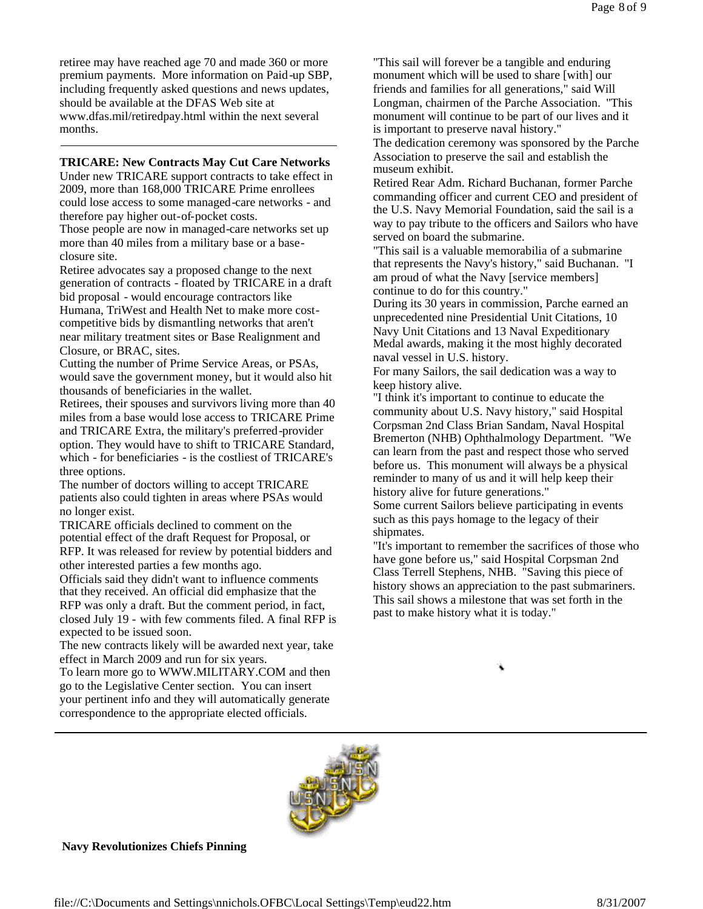retiree may have reached age 70 and made 360 or more premium payments. More information on Paid-up SBP, including frequently asked questions and news updates, should be available at the DFAS Web site at www.dfas.mil/retiredpay.html within the next several months.

---

**TRICARE: New Contracts May Cut Care Networks**

Under new TRICARE support contracts to take effect in 2009, more than 168,000 TRICARE Prime enrollees could lose access to some managed-care networks - and therefore pay higher out-of-pocket costs.

Those people are now in managed-care networks set up more than 40 miles from a military base or a base-closure site.

Retiree advocates say a proposed change to the next generation of contracts - floated by TRICARE in a draft bid proposal - would encourage contractors like Humana, TriWest and Health Net to make more cost-competitive bids by dismantling networks that aren't near military treatment sites or Base Realignment and Closure, or BRAC, sites.

Cutting the number of Prime Service Areas, or PSAs, would save the government money, but it would also hit thousands of beneficiaries in the wallet.

Retirees, their spouses and survivors living more than 40 miles from a base would lose access to TRICARE Prime and TRICARE Extra, the military's preferred-provider option. They would have to shift to TRICARE Standard, which - for beneficiaries - is the costliest of TRICARE's three options.

The number of doctors willing to accept TRICARE patients also could tighten in areas where PSAs would no longer exist.

TRICARE officials declined to comment on the potential effect of the draft Request for Proposal, or RFP. It was released for review by potential bidders and other interested parties a few months ago.

Officials said they didn't want to influence comments that they received. An official did emphasize that the RFP was only a draft. But the comment period, in fact, closed July 19 - with few comments filed. A final RFP is expected to be issued soon.

The new contracts likely will be awarded next year, take effect in March 2009 and run for six years.

To learn more go to WWW.MILITARY.COM and then go to the Legislative Center section. You can insert your pertinent info and they will automatically generate correspondence to the appropriate elected officials.

"This sail will forever be a tangible and enduring monument which will be used to share [with] our friends and families for all generations," said Will Longman, chairmen of the Parche Association. "This monument will continue to be part of our lives and it is important to preserve naval history."

The dedication ceremony was sponsored by the Parche Association to preserve the sail and establish the museum exhibit.

Retired Rear Adm. Richard Buchanan, former Parche commanding officer and current CEO and president of the U.S. Navy Memorial Foundation, said the sail is a way to pay tribute to the officers and Sailors who have served on board the submarine.

"This sail is a valuable memorabilia of a submarine that represents the Navy's history," said Buchanan. "I am proud of what the Navy [service members] continue to do for this country."

During its 30 years in commission, Parche earned an unprecedented nine Presidential Unit Citations, 10 Navy Unit Citations and 13 Naval Expeditionary Medal awards, making it the most highly decorated naval vessel in U.S. history.

For many Sailors, the sail dedication was a way to keep history alive.

"I think it's important to continue to educate the community about U.S. Navy history," said Hospital Corpsman 2nd Class Brian Sandam, Naval Hospital Bremerton (NHB) Ophthalmology Department. "We can learn from the past and respect those who served before us. This monument will always be a physical reminder to many of us and it will help keep their history alive for future generations."

Some current Sailors believe participating in events such as this pays homage to the legacy of their shipmates.

"It's important to remember the sacrifices of those who have gone before us," said Hospital Corpsman 2nd Class Terrell Stephens, NHB. "Saving this piece of history shows an appreciation to the past submariners. This sail shows a milestone that was set forth in the past to make history what it is today."

---

**Navy Revolutionizes Chiefs Pinning**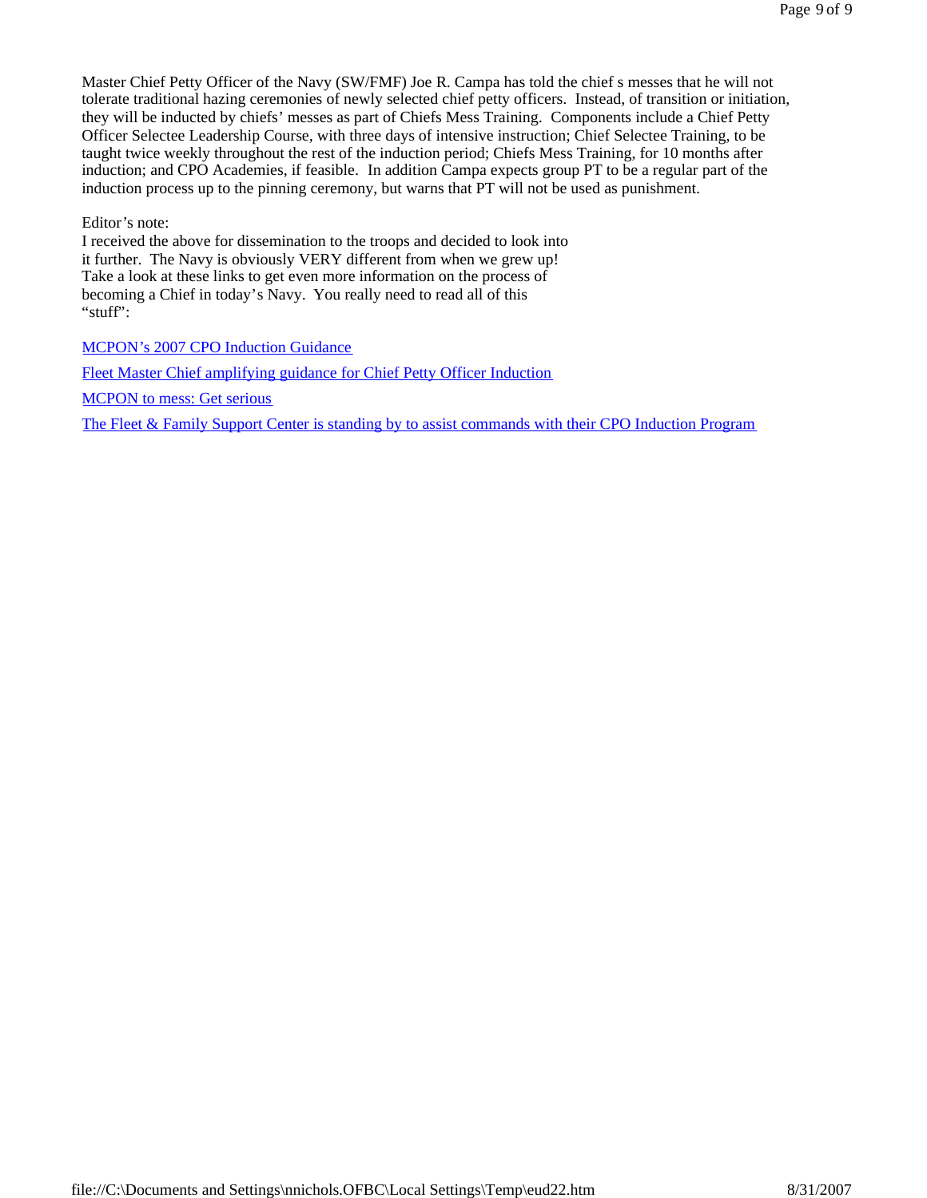Master Chief Petty Officer of the Navy (SW/FMF) Joe R. Campa has told the chief s messes that he will not tolerate traditional hazing ceremonies of newly selected chief petty officers. Instead, of transition or initiation, they will be inducted by chiefs' messes as part of Chiefs Mess Training. Components include a Chief Petty Officer Selectee Leadership Course, with three days of intensive instruction; Chief Selectee Training, to be taught twice weekly throughout the rest of the induction period; Chiefs Mess Training, for 10 months after induction; and CPO Academies, if feasible. In addition Campa expects group PT to be a regular part of the induction process up to the pinning ceremony, but warns that PT will not be used as punishment.

Editor's note:
I received the above for dissemination to the troops and decided to look into it further. The Navy is obviously VERY different from when we grew up! Take a look at these links to get even more information on the process of becoming a Chief in today's Navy. You really need to read all of this "stuff":

MCPON's 2007 CPO Induction Guidance

Fleet Master Chief amplifying guidance for Chief Petty Officer Induction

MCPON to mess: Get serious

The Fleet & Family Support Center is standing by to assist commands with their CPO Induction Program